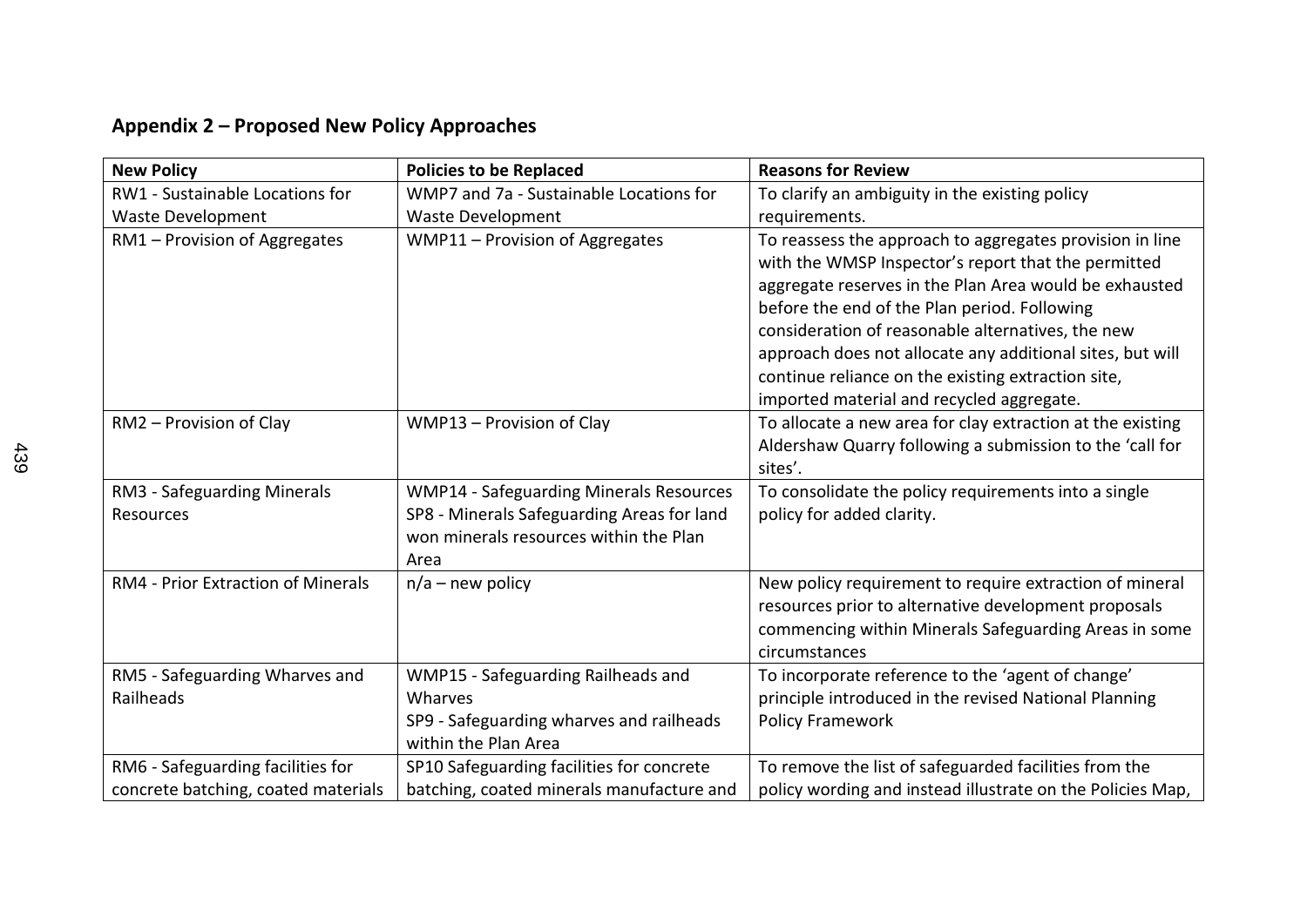## Appendix 2 – Proposed New Policy Approaches

| New Policy | Policies to be Replaced | Reasons for Review |
|---|---|---|
| RW1 - Sustainable Locations for Waste Development | WMP7 and 7a - Sustainable Locations for Waste Development | To clarify an ambiguity in the existing policy requirements. |
| RM1 – Provision of Aggregates | WMP11 – Provision of Aggregates | To reassess the approach to aggregates provision in line with the WMSP Inspector's report that the permitted aggregate reserves in the Plan Area would be exhausted before the end of the Plan period. Following consideration of reasonable alternatives, the new approach does not allocate any additional sites, but will continue reliance on the existing extraction site, imported material and recycled aggregate. |
| RM2 – Provision of Clay | WMP13 – Provision of Clay | To allocate a new area for clay extraction at the existing Aldershaw Quarry following a submission to the 'call for sites'. |
| RM3 - Safeguarding Minerals Resources | WMP14 - Safeguarding Minerals Resources<br>SP8 - Minerals Safeguarding Areas for land won minerals resources within the Plan Area | To consolidate the policy requirements into a single policy for added clarity. |
| RM4 - Prior Extraction of Minerals | n/a – new policy | New policy requirement to require extraction of mineral resources prior to alternative development proposals commencing within Minerals Safeguarding Areas in some circumstances |
| RM5 - Safeguarding Wharves and Railheads | WMP15 - Safeguarding Railheads and Wharves<br>SP9 - Safeguarding wharves and railheads within the Plan Area | To incorporate reference to the 'agent of change' principle introduced in the revised National Planning Policy Framework |
| RM6 - Safeguarding facilities for concrete batching, coated materials | SP10 Safeguarding facilities for concrete batching, coated minerals manufacture and | To remove the list of safeguarded facilities from the policy wording and instead illustrate on the Policies Map, |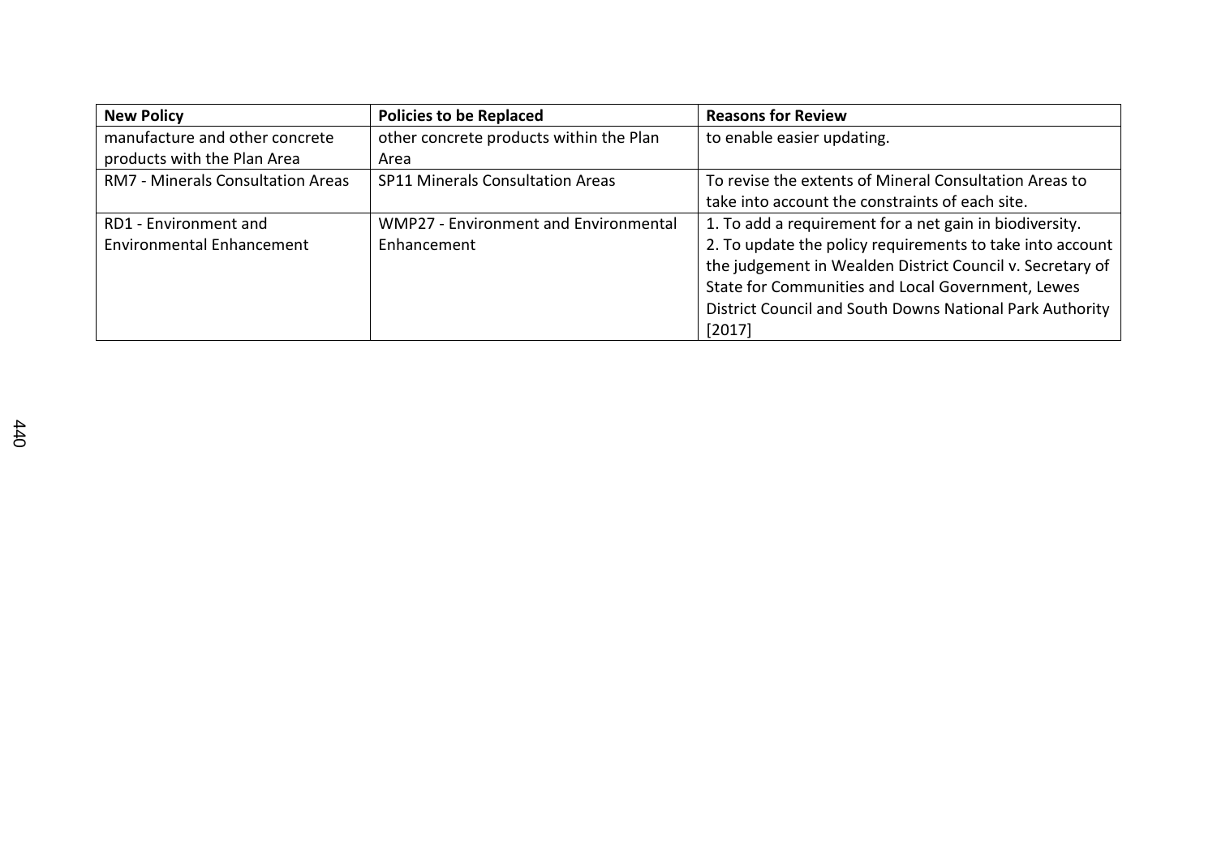| New Policy | Policies to be Replaced | Reasons for Review |
|---|---|---|
| manufacture and other concrete products with the Plan Area | other concrete products within the Plan Area | to enable easier updating. |
| RM7 - Minerals Consultation Areas | SP11 Minerals Consultation Areas | To revise the extents of Mineral Consultation Areas to take into account the constraints of each site. |
| RD1 - Environment and Environmental Enhancement | WMP27 - Environment and Environmental Enhancement | 1. To add a requirement for a net gain in biodiversity.<br>2. To update the policy requirements to take into account the judgement in Wealden District Council v. Secretary of State for Communities and Local Government, Lewes District Council and South Downs National Park Authority [2017] |